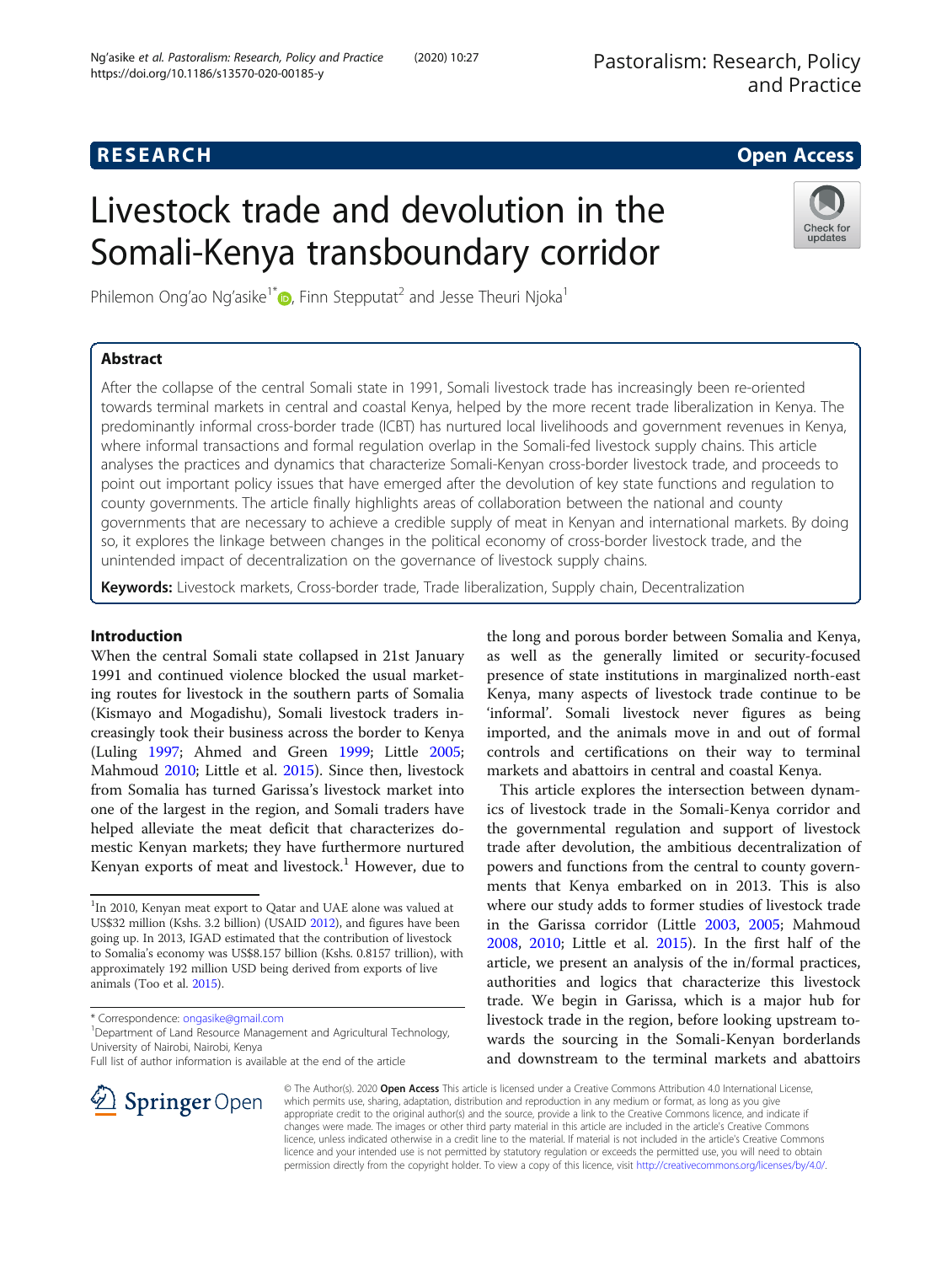RESEARCH

Open Access

# Livestock trade and devolution in the Somali-Kenya transboundary corridor

Philemon Ong'ao Ng'asike[1*], Finn Stepputat[2] and Jesse Theuri Njoka[1]

## Abstract

After the collapse of the central Somali state in 1991, Somali livestock trade has increasingly been re-oriented towards terminal markets in central and coastal Kenya, helped by the more recent trade liberalization in Kenya. The predominantly informal cross-border trade (ICBT) has nurtured local livelihoods and government revenues in Kenya, where informal transactions and formal regulation overlap in the Somali-fed livestock supply chains. This article analyses the practices and dynamics that characterize Somali-Kenyan cross-border livestock trade, and proceeds to point out important policy issues that have emerged after the devolution of key state functions and regulation to county governments. The article finally highlights areas of collaboration between the national and county governments that are necessary to achieve a credible supply of meat in Kenyan and international markets. By doing so, it explores the linkage between changes in the political economy of cross-border livestock trade, and the unintended impact of decentralization on the governance of livestock supply chains.

**Keywords:** Livestock markets, Cross-border trade, Trade liberalization, Supply chain, Decentralization

## Introduction

When the central Somali state collapsed in 21st January 1991 and continued violence blocked the usual marketing routes for livestock in the southern parts of Somalia (Kismayo and Mogadishu), Somali livestock traders increasingly took their business across the border to Kenya (Luling 1997; Ahmed and Green 1999; Little 2005; Mahmoud 2010; Little et al. 2015). Since then, livestock from Somalia has turned Garissa's livestock market into one of the largest in the region, and Somali traders have helped alleviate the meat deficit that characterizes domestic Kenyan markets; they have furthermore nurtured Kenyan exports of meat and livestock.[1] However, due to the long and porous border between Somalia and Kenya, as well as the generally limited or security-focused presence of state institutions in marginalized north-east Kenya, many aspects of livestock trade continue to be 'informal'. Somali livestock never figures as being imported, and the animals move in and out of formal controls and certifications on their way to terminal markets and abattoirs in central and coastal Kenya.

This article explores the intersection between dynamics of livestock trade in the Somali-Kenya corridor and the governmental regulation and support of livestock trade after devolution, the ambitious decentralization of powers and functions from the central to county governments that Kenya embarked on in 2013. This is also where our study adds to former studies of livestock trade in the Garissa corridor (Little 2003, 2005; Mahmoud 2008, 2010; Little et al. 2015). In the first half of the article, we present an analysis of the in/formal practices, authorities and logics that characterize this livestock trade. We begin in Garissa, which is a major hub for livestock trade in the region, before looking upstream towards the sourcing in the Somali-Kenyan borderlands and downstream to the terminal markets and abattoirs

[1] In 2010, Kenyan meat export to Qatar and UAE alone was valued at US$32 million (Kshs. 3.2 billion) (USAID 2012), and figures have been going up. In 2013, IGAD estimated that the contribution of livestock to Somalia's economy was US$8.157 billion (Kshs. 0.8157 trillion), with approximately 192 million USD being derived from exports of live animals (Too et al. 2015).

\* Correspondence: ongasike@gmail.com
[1] Department of Land Resource Management and Agricultural Technology, University of Nairobi, Nairobi, Kenya
Full list of author information is available at the end of the article

© The Author(s). 2020 **Open Access** This article is licensed under a Creative Commons Attribution 4.0 International License, which permits use, sharing, adaptation, distribution and reproduction in any medium or format, as long as you give appropriate credit to the original author(s) and the source, provide a link to the Creative Commons licence, and indicate if changes were made. The images or other third party material in this article are included in the article's Creative Commons licence, unless indicated otherwise in a credit line to the material. If material is not included in the article's Creative Commons licence and your intended use is not permitted by statutory regulation or exceeds the permitted use, you will need to obtain permission directly from the copyright holder. To view a copy of this licence, visit http://creativecommons.org/licenses/by/4.0/.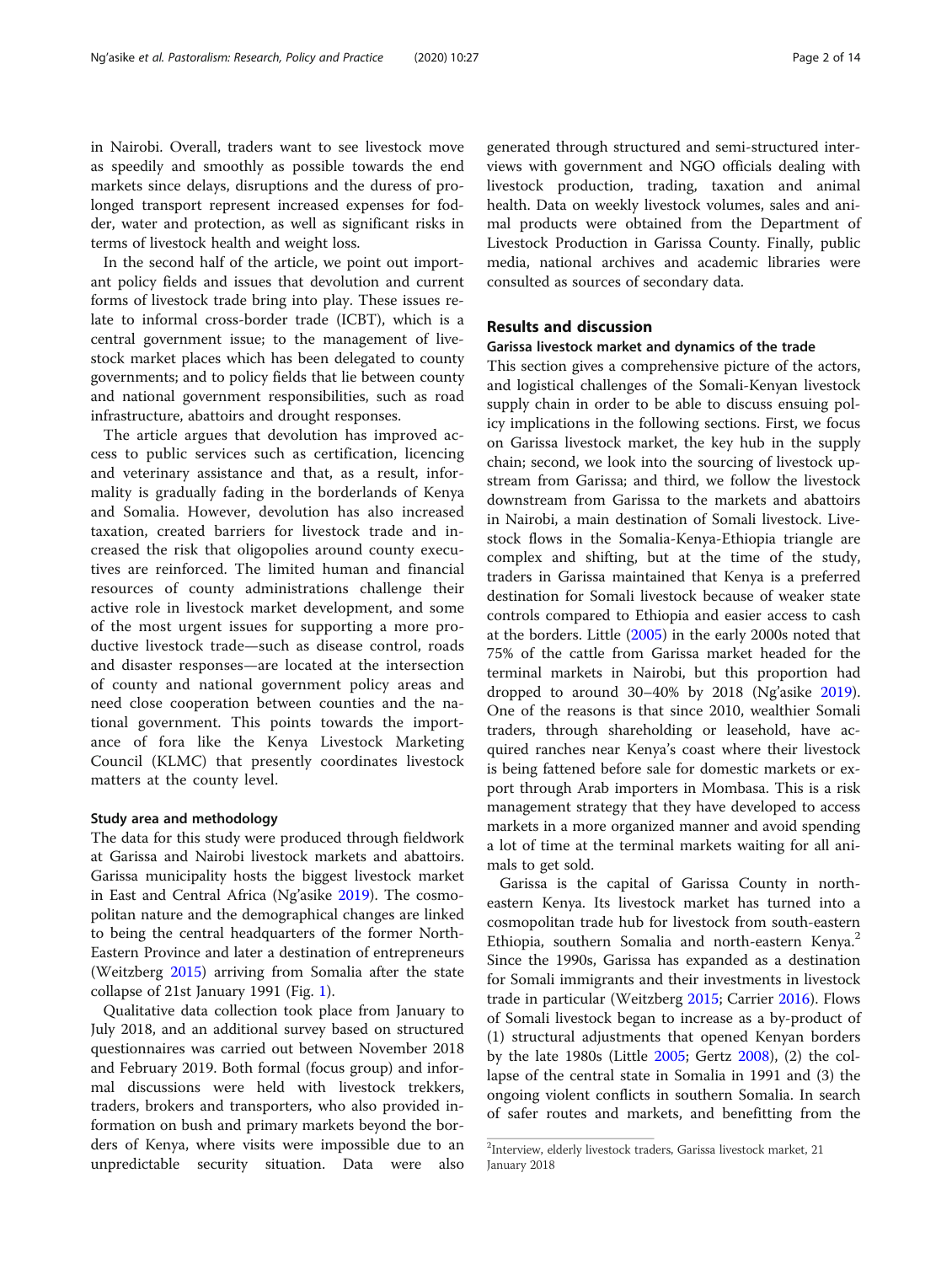in Nairobi. Overall, traders want to see livestock move as speedily and smoothly as possible towards the end markets since delays, disruptions and the duress of prolonged transport represent increased expenses for fodder, water and protection, as well as significant risks in terms of livestock health and weight loss.

In the second half of the article, we point out important policy fields and issues that devolution and current forms of livestock trade bring into play. These issues relate to informal cross-border trade (ICBT), which is a central government issue; to the management of livestock market places which has been delegated to county governments; and to policy fields that lie between county and national government responsibilities, such as road infrastructure, abattoirs and drought responses.

The article argues that devolution has improved access to public services such as certification, licencing and veterinary assistance and that, as a result, informality is gradually fading in the borderlands of Kenya and Somalia. However, devolution has also increased taxation, created barriers for livestock trade and increased the risk that oligopolies around county executives are reinforced. The limited human and financial resources of county administrations challenge their active role in livestock market development, and some of the most urgent issues for supporting a more productive livestock trade—such as disease control, roads and disaster responses—are located at the intersection of county and national government policy areas and need close cooperation between counties and the national government. This points towards the importance of fora like the Kenya Livestock Marketing Council (KLMC) that presently coordinates livestock matters at the county level.

### Study area and methodology

The data for this study were produced through fieldwork at Garissa and Nairobi livestock markets and abattoirs. Garissa municipality hosts the biggest livestock market in East and Central Africa (Ng'asike 2019). The cosmopolitan nature and the demographical changes are linked to being the central headquarters of the former North-Eastern Province and later a destination of entrepreneurs (Weitzberg 2015) arriving from Somalia after the state collapse of 21st January 1991 (Fig. 1).

Qualitative data collection took place from January to July 2018, and an additional survey based on structured questionnaires was carried out between November 2018 and February 2019. Both formal (focus group) and informal discussions were held with livestock trekkers, traders, brokers and transporters, who also provided information on bush and primary markets beyond the borders of Kenya, where visits were impossible due to an unpredictable security situation. Data were also generated through structured and semi-structured interviews with government and NGO officials dealing with livestock production, trading, taxation and animal health. Data on weekly livestock volumes, sales and animal products were obtained from the Department of Livestock Production in Garissa County. Finally, public media, national archives and academic libraries were consulted as sources of secondary data.

## Results and discussion

### Garissa livestock market and dynamics of the trade

This section gives a comprehensive picture of the actors, and logistical challenges of the Somali-Kenyan livestock supply chain in order to be able to discuss ensuing policy implications in the following sections. First, we focus on Garissa livestock market, the key hub in the supply chain; second, we look into the sourcing of livestock upstream from Garissa; and third, we follow the livestock downstream from Garissa to the markets and abattoirs in Nairobi, a main destination of Somali livestock. Livestock flows in the Somalia-Kenya-Ethiopia triangle are complex and shifting, but at the time of the study, traders in Garissa maintained that Kenya is a preferred destination for Somali livestock because of weaker state controls compared to Ethiopia and easier access to cash at the borders. Little (2005) in the early 2000s noted that 75% of the cattle from Garissa market headed for the terminal markets in Nairobi, but this proportion had dropped to around 30–40% by 2018 (Ng'asike 2019). One of the reasons is that since 2010, wealthier Somali traders, through shareholding or leasehold, have acquired ranches near Kenya's coast where their livestock is being fattened before sale for domestic markets or export through Arab importers in Mombasa. This is a risk management strategy that they have developed to access markets in a more organized manner and avoid spending a lot of time at the terminal markets waiting for all animals to get sold.

Garissa is the capital of Garissa County in north-eastern Kenya. Its livestock market has turned into a cosmopolitan trade hub for livestock from south-eastern Ethiopia, southern Somalia and north-eastern Kenya.[2] Since the 1990s, Garissa has expanded as a destination for Somali immigrants and their investments in livestock trade in particular (Weitzberg 2015; Carrier 2016). Flows of Somali livestock began to increase as a by-product of (1) structural adjustments that opened Kenyan borders by the late 1980s (Little 2005; Gertz 2008), (2) the collapse of the central state in Somalia in 1991 and (3) the ongoing violent conflicts in southern Somalia. In search of safer routes and markets, and benefitting from the

[2] Interview, elderly livestock traders, Garissa livestock market, 21 January 2018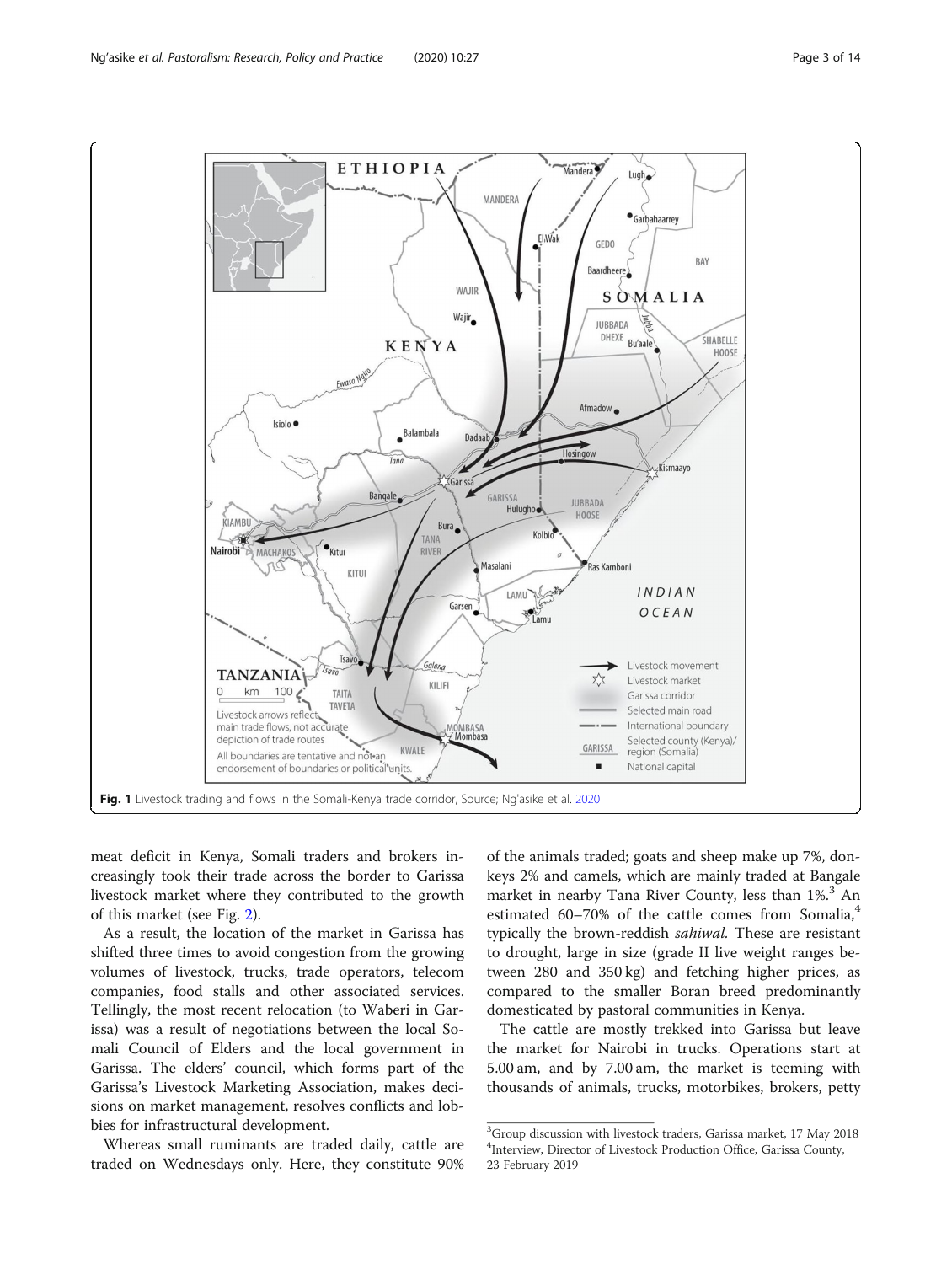Fig. 1 Livestock trading and flows in the Somali-Kenya trade corridor, Source; Ng'asike et al. 2020

meat deficit in Kenya, Somali traders and brokers increasingly took their trade across the border to Garissa livestock market where they contributed to the growth of this market (see Fig. 2).

As a result, the location of the market in Garissa has shifted three times to avoid congestion from the growing volumes of livestock, trucks, trade operators, telecom companies, food stalls and other associated services. Tellingly, the most recent relocation (to Waberi in Garissa) was a result of negotiations between the local Somali Council of Elders and the local government in Garissa. The elders' council, which forms part of the Garissa's Livestock Marketing Association, makes decisions on market management, resolves conflicts and lobbies for infrastructural development.

Whereas small ruminants are traded daily, cattle are traded on Wednesdays only. Here, they constitute 90% of the animals traded; goats and sheep make up 7%, donkeys 2% and camels, which are mainly traded at Bangale market in nearby Tana River County, less than 1%.[3] An estimated 60–70% of the cattle comes from Somalia,[4] typically the brown-reddish *sahiwal*. These are resistant to drought, large in size (grade II live weight ranges between 280 and 350 kg) and fetching higher prices, as compared to the smaller Boran breed predominantly domesticated by pastoral communities in Kenya.

The cattle are mostly trekked into Garissa but leave the market for Nairobi in trucks. Operations start at 5.00 am, and by 7.00 am, the market is teeming with thousands of animals, trucks, motorbikes, brokers, petty

[3] Group discussion with livestock traders, Garissa market, 17 May 2018

[4] Interview, Director of Livestock Production Office, Garissa County, 23 February 2019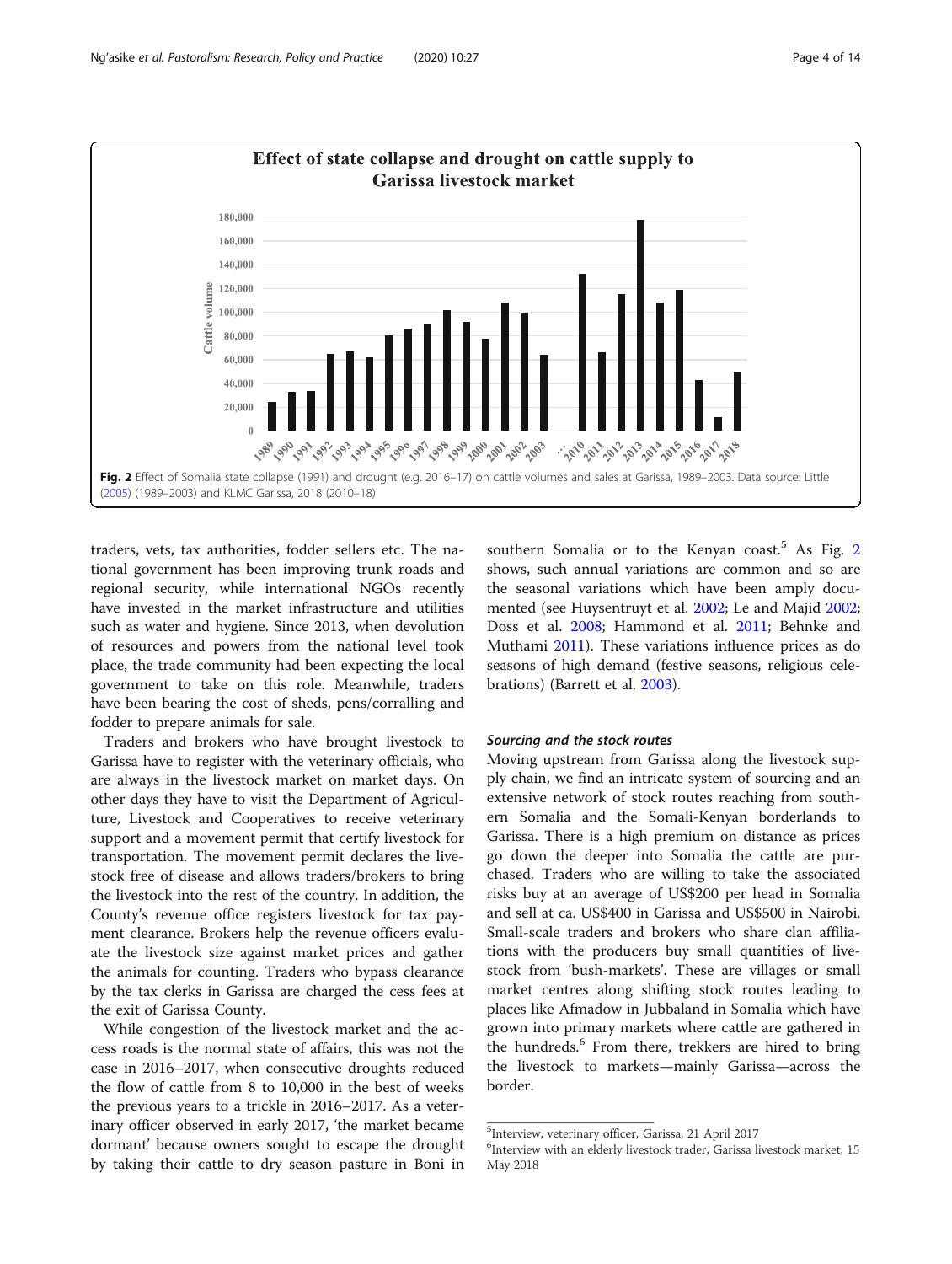Fig. 2 Effect of Somalia state collapse (1991) and drought (e.g. 2016–17) on cattle volumes and sales at Garissa, 1989–2003. Data source: Little (2005) (1989–2003) and KLMC Garissa, 2018 (2010–18)

traders, vets, tax authorities, fodder sellers etc. The national government has been improving trunk roads and regional security, while international NGOs recently have invested in the market infrastructure and utilities such as water and hygiene. Since 2013, when devolution of resources and powers from the national level took place, the trade community had been expecting the local government to take on this role. Meanwhile, traders have been bearing the cost of sheds, pens/corralling and fodder to prepare animals for sale.

Traders and brokers who have brought livestock to Garissa have to register with the veterinary officials, who are always in the livestock market on market days. On other days they have to visit the Department of Agriculture, Livestock and Cooperatives to receive veterinary support and a movement permit that certify livestock for transportation. The movement permit declares the livestock free of disease and allows traders/brokers to bring the livestock into the rest of the country. In addition, the County's revenue office registers livestock for tax payment clearance. Brokers help the revenue officers evaluate the livestock size against market prices and gather the animals for counting. Traders who bypass clearance by the tax clerks in Garissa are charged the cess fees at the exit of Garissa County.

While congestion of the livestock market and the access roads is the normal state of affairs, this was not the case in 2016–2017, when consecutive droughts reduced the flow of cattle from 8 to 10,000 in the best of weeks the previous years to a trickle in 2016–2017. As a veterinary officer observed in early 2017, 'the market became dormant' because owners sought to escape the drought by taking their cattle to dry season pasture in Boni in southern Somalia or to the Kenyan coast.[5] As Fig. 2 shows, such annual variations are common and so are the seasonal variations which have been amply documented (see Huysentruyt et al. 2002; Le and Majid 2002; Doss et al. 2008; Hammond et al. 2011; Behnke and Muthami 2011). These variations influence prices as do seasons of high demand (festive seasons, religious celebrations) (Barrett et al. 2003).

#### Sourcing and the stock routes

Moving upstream from Garissa along the livestock supply chain, we find an intricate system of sourcing and an extensive network of stock routes reaching from southern Somalia and the Somali-Kenyan borderlands to Garissa. There is a high premium on distance as prices go down the deeper into Somalia the cattle are purchased. Traders who are willing to take the associated risks buy at an average of US$200 per head in Somalia and sell at ca. US$400 in Garissa and US$500 in Nairobi. Small-scale traders and brokers who share clan affiliations with the producers buy small quantities of livestock from 'bush-markets'. These are villages or small market centres along shifting stock routes leading to places like Afmadow in Jubbaland in Somalia which have grown into primary markets where cattle are gathered in the hundreds.[6] From there, trekkers are hired to bring the livestock to markets—mainly Garissa—across the border.

[5] Interview, veterinary officer, Garissa, 21 April 2017

[6] Interview with an elderly livestock trader, Garissa livestock market, 15 May 2018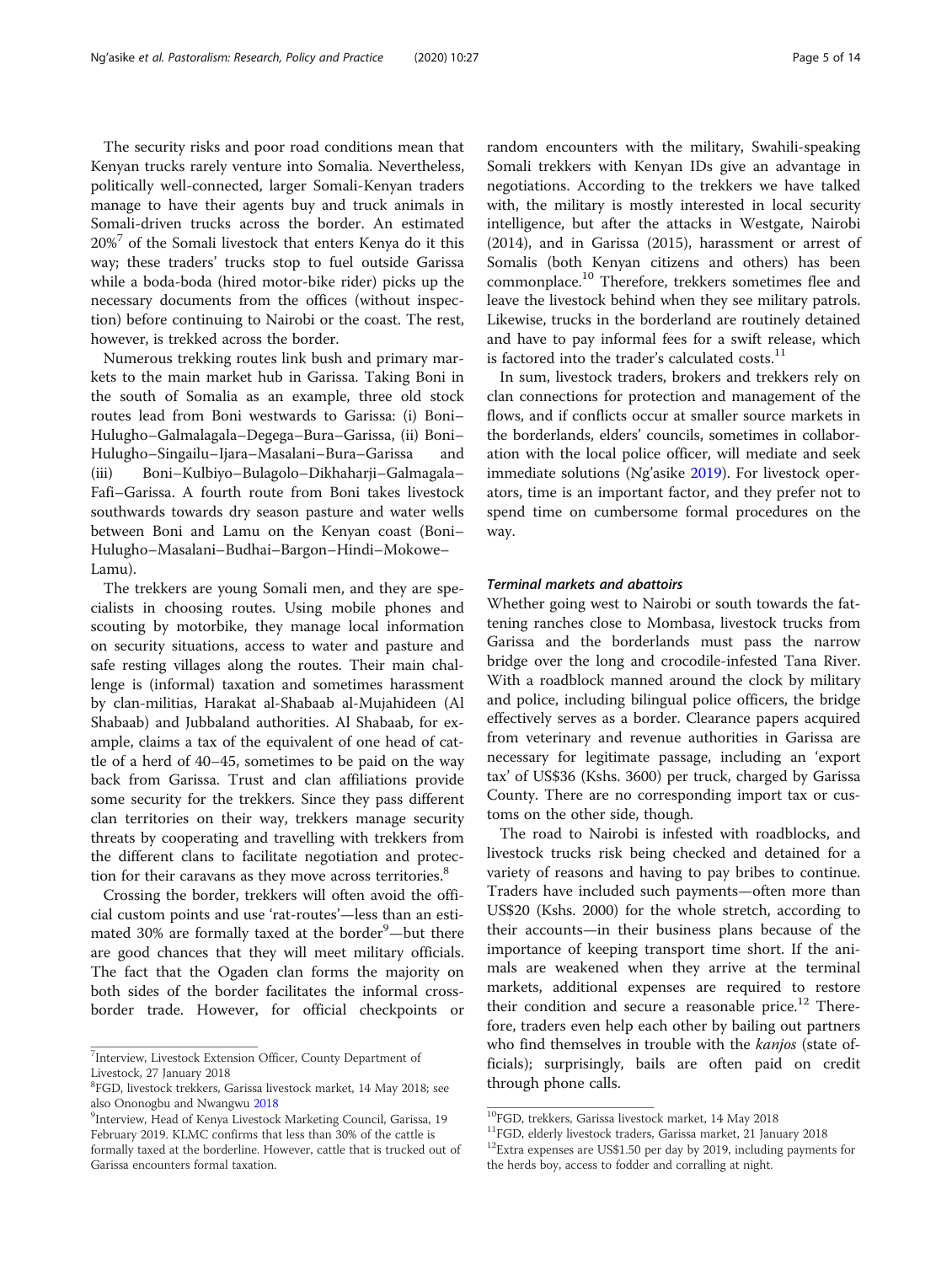The security risks and poor road conditions mean that Kenyan trucks rarely venture into Somalia. Nevertheless, politically well-connected, larger Somali-Kenyan traders manage to have their agents buy and truck animals in Somali-driven trucks across the border. An estimated 20%[7] of the Somali livestock that enters Kenya do it this way; these traders' trucks stop to fuel outside Garissa while a boda-boda (hired motor-bike rider) picks up the necessary documents from the offices (without inspection) before continuing to Nairobi or the coast. The rest, however, is trekked across the border.

Numerous trekking routes link bush and primary markets to the main market hub in Garissa. Taking Boni in the south of Somalia as an example, three old stock routes lead from Boni westwards to Garissa: (i) Boni–Hulugho–Galmalagala–Degega–Bura–Garissa, (ii) Boni–Hulugho–Singailu–Ijara–Masalani–Bura–Garissa and (iii) Boni–Kulbiyo–Bulagolo–Dikhaharji–Galmagala–Fafi–Garissa. A fourth route from Boni takes livestock southwards towards dry season pasture and water wells between Boni and Lamu on the Kenyan coast (Boni–Hulugho–Masalani–Budhai–Bargon–Hindi–Mokowe–Lamu).

The trekkers are young Somali men, and they are specialists in choosing routes. Using mobile phones and scouting by motorbike, they manage local information on security situations, access to water and pasture and safe resting villages along the routes. Their main challenge is (informal) taxation and sometimes harassment by clan-militias, Harakat al-Shabaab al-Mujahideen (Al Shabaab) and Jubbaland authorities. Al Shabaab, for example, claims a tax of the equivalent of one head of cattle of a herd of 40–45, sometimes to be paid on the way back from Garissa. Trust and clan affiliations provide some security for the trekkers. Since they pass different clan territories on their way, trekkers manage security threats by cooperating and travelling with trekkers from the different clans to facilitate negotiation and protection for their caravans as they move across territories.[8]

Crossing the border, trekkers will often avoid the official custom points and use 'rat-routes'—less than an estimated 30% are formally taxed at the border[9]—but there are good chances that they will meet military officials. The fact that the Ogaden clan forms the majority on both sides of the border facilitates the informal cross-border trade. However, for official checkpoints or random encounters with the military, Swahili-speaking Somali trekkers with Kenyan IDs give an advantage in negotiations. According to the trekkers we have talked with, the military is mostly interested in local security intelligence, but after the attacks in Westgate, Nairobi (2014), and in Garissa (2015), harassment or arrest of Somalis (both Kenyan citizens and others) has been commonplace.[10] Therefore, trekkers sometimes flee and leave the livestock behind when they see military patrols. Likewise, trucks in the borderland are routinely detained and have to pay informal fees for a swift release, which is factored into the trader's calculated costs.[11]

In sum, livestock traders, brokers and trekkers rely on clan connections for protection and management of the flows, and if conflicts occur at smaller source markets in the borderlands, elders' councils, sometimes in collaboration with the local police officer, will mediate and seek immediate solutions (Ng'asike 2019). For livestock operators, time is an important factor, and they prefer not to spend time on cumbersome formal procedures on the way.

### Terminal markets and abattoirs

Whether going west to Nairobi or south towards the fattening ranches close to Mombasa, livestock trucks from Garissa and the borderlands must pass the narrow bridge over the long and crocodile-infested Tana River. With a roadblock manned around the clock by military and police, including bilingual police officers, the bridge effectively serves as a border. Clearance papers acquired from veterinary and revenue authorities in Garissa are necessary for legitimate passage, including an 'export tax' of US$36 (Kshs. 3600) per truck, charged by Garissa County. There are no corresponding import tax or customs on the other side, though.

The road to Nairobi is infested with roadblocks, and livestock trucks risk being checked and detained for a variety of reasons and having to pay bribes to continue. Traders have included such payments—often more than US$20 (Kshs. 2000) for the whole stretch, according to their accounts—in their business plans because of the importance of keeping transport time short. If the animals are weakened when they arrive at the terminal markets, additional expenses are required to restore their condition and secure a reasonable price.[12] Therefore, traders even help each other by bailing out partners who find themselves in trouble with the *kanjos* (state officials); surprisingly, bails are often paid on credit through phone calls.

---

[7] Interview, Livestock Extension Officer, County Department of Livestock, 27 January 2018

[8] FGD, livestock trekkers, Garissa livestock market, 14 May 2018; see also Ononogbu and Nwangwu 2018

[9] Interview, Head of Kenya Livestock Marketing Council, Garissa, 19 February 2019. KLMC confirms that less than 30% of the cattle is formally taxed at the borderline. However, cattle that is trucked out of Garissa encounters formal taxation.

[10] FGD, trekkers, Garissa livestock market, 14 May 2018

[11] FGD, elderly livestock traders, Garissa market, 21 January 2018

[12] Extra expenses are US$1.50 per day by 2019, including payments for the herds boy, access to fodder and corralling at night.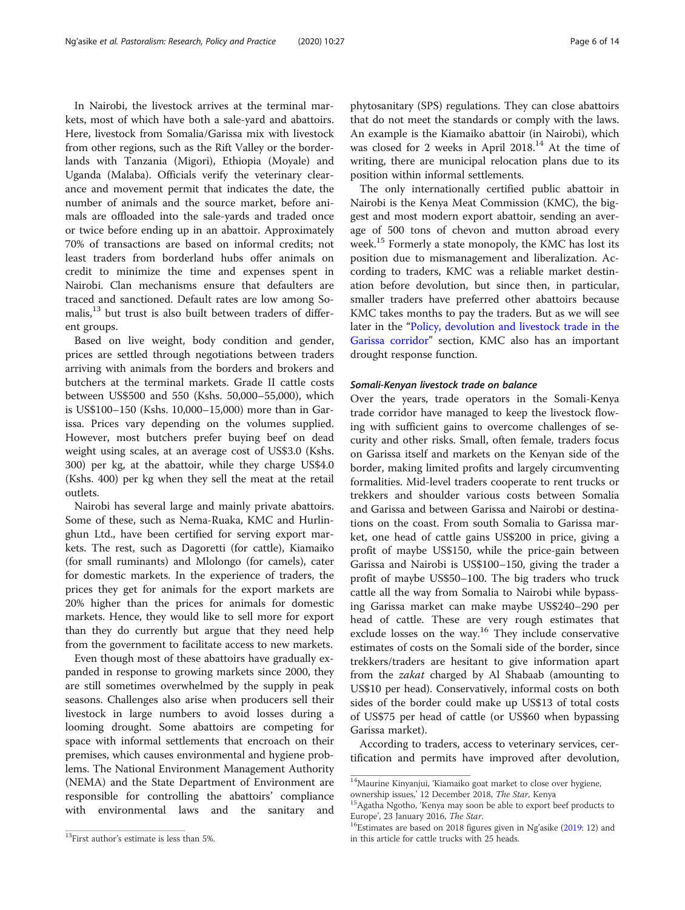In Nairobi, the livestock arrives at the terminal markets, most of which have both a sale-yard and abattoirs. Here, livestock from Somalia/Garissa mix with livestock from other regions, such as the Rift Valley or the borderlands with Tanzania (Migori), Ethiopia (Moyale) and Uganda (Malaba). Officials verify the veterinary clearance and movement permit that indicates the date, the number of animals and the source market, before animals are offloaded into the sale-yards and traded once or twice before ending up in an abattoir. Approximately 70% of transactions are based on informal credits; not least traders from borderland hubs offer animals on credit to minimize the time and expenses spent in Nairobi. Clan mechanisms ensure that defaulters are traced and sanctioned. Default rates are low among Somalis,[13] but trust is also built between traders of different groups.

Based on live weight, body condition and gender, prices are settled through negotiations between traders arriving with animals from the borders and brokers and butchers at the terminal markets. Grade II cattle costs between US$500 and 550 (Kshs. 50,000–55,000), which is US$100–150 (Kshs. 10,000–15,000) more than in Garissa. Prices vary depending on the volumes supplied. However, most butchers prefer buying beef on dead weight using scales, at an average cost of US$3.0 (Kshs. 300) per kg, at the abattoir, while they charge US$4.0 (Kshs. 400) per kg when they sell the meat at the retail outlets.

Nairobi has several large and mainly private abattoirs. Some of these, such as Nema-Ruaka, KMC and Hurlinghun Ltd., have been certified for serving export markets. The rest, such as Dagoretti (for cattle), Kiamaiko (for small ruminants) and Mlolongo (for camels), cater for domestic markets. In the experience of traders, the prices they get for animals for the export markets are 20% higher than the prices for animals for domestic markets. Hence, they would like to sell more for export than they do currently but argue that they need help from the government to facilitate access to new markets.

Even though most of these abattoirs have gradually expanded in response to growing markets since 2000, they are still sometimes overwhelmed by the supply in peak seasons. Challenges also arise when producers sell their livestock in large numbers to avoid losses during a looming drought. Some abattoirs are competing for space with informal settlements that encroach on their premises, which causes environmental and hygiene problems. The National Environment Management Authority (NEMA) and the State Department of Environment are responsible for controlling the abattoirs' compliance with environmental laws and the sanitary and phytosanitary (SPS) regulations. They can close abattoirs that do not meet the standards or comply with the laws. An example is the Kiamaiko abattoir (in Nairobi), which was closed for 2 weeks in April 2018.[14] At the time of writing, there are municipal relocation plans due to its position within informal settlements.

The only internationally certified public abattoir in Nairobi is the Kenya Meat Commission (KMC), the biggest and most modern export abattoir, sending an average of 500 tons of chevon and mutton abroad every week.[15] Formerly a state monopoly, the KMC has lost its position due to mismanagement and liberalization. According to traders, KMC was a reliable market destination before devolution, but since then, in particular, smaller traders have preferred other abattoirs because KMC takes months to pay the traders. But as we will see later in the "Policy, devolution and livestock trade in the Garissa corridor" section, KMC also has an important drought response function.

#### Somali-Kenyan livestock trade on balance

Over the years, trade operators in the Somali-Kenya trade corridor have managed to keep the livestock flowing with sufficient gains to overcome challenges of security and other risks. Small, often female, traders focus on Garissa itself and markets on the Kenyan side of the border, making limited profits and largely circumventing formalities. Mid-level traders cooperate to rent trucks or trekkers and shoulder various costs between Somalia and Garissa and between Garissa and Nairobi or destinations on the coast. From south Somalia to Garissa market, one head of cattle gains US$200 in price, giving a profit of maybe US$150, while the price-gain between Garissa and Nairobi is US$100–150, giving the trader a profit of maybe US$50–100. The big traders who truck cattle all the way from Somalia to Nairobi while bypassing Garissa market can make maybe US$240–290 per head of cattle. These are very rough estimates that exclude losses on the way.[16] They include conservative estimates of costs on the Somali side of the border, since trekkers/traders are hesitant to give information apart from the *zakat* charged by Al Shabaab (amounting to US$10 per head). Conservatively, informal costs on both sides of the border could make up US$13 of total costs of US$75 per head of cattle (or US$60 when bypassing Garissa market).

According to traders, access to veterinary services, certification and permits have improved after devolution,

---

[13] First author's estimate is less than 5%.

[14] Maurine Kinyanjui, 'Kiamaiko goat market to close over hygiene, ownership issues,' 12 December 2018, *The Star*, Kenya

[15] Agatha Ngotho, 'Kenya may soon be able to export beef products to Europe', 23 January 2016, *The Star*.

[16] Estimates are based on 2018 figures given in Ng'asike (2019: 12) and in this article for cattle trucks with 25 heads.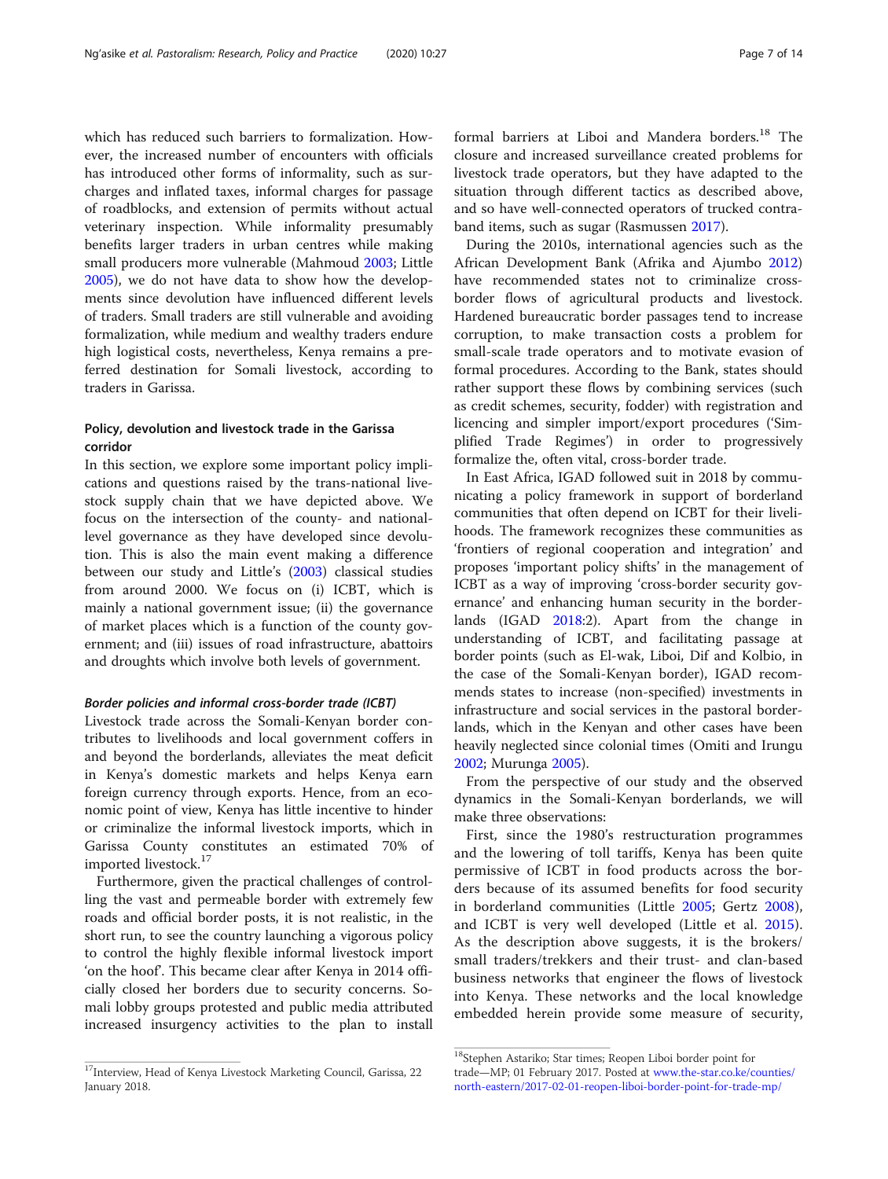which has reduced such barriers to formalization. However, the increased number of encounters with officials has introduced other forms of informality, such as surcharges and inflated taxes, informal charges for passage of roadblocks, and extension of permits without actual veterinary inspection. While informality presumably benefits larger traders in urban centres while making small producers more vulnerable (Mahmoud 2003; Little 2005), we do not have data to show how the developments since devolution have influenced different levels of traders. Small traders are still vulnerable and avoiding formalization, while medium and wealthy traders endure high logistical costs, nevertheless, Kenya remains a preferred destination for Somali livestock, according to traders in Garissa.

## Policy, devolution and livestock trade in the Garissa corridor

In this section, we explore some important policy implications and questions raised by the trans-national livestock supply chain that we have depicted above. We focus on the intersection of the county- and national-level governance as they have developed since devolution. This is also the main event making a difference between our study and Little's (2003) classical studies from around 2000. We focus on (i) ICBT, which is mainly a national government issue; (ii) the governance of market places which is a function of the county government; and (iii) issues of road infrastructure, abattoirs and droughts which involve both levels of government.

### *Border policies and informal cross-border trade (ICBT)*

Livestock trade across the Somali-Kenyan border contributes to livelihoods and local government coffers in and beyond the borderlands, alleviates the meat deficit in Kenya's domestic markets and helps Kenya earn foreign currency through exports. Hence, from an economic point of view, Kenya has little incentive to hinder or criminalize the informal livestock imports, which in Garissa County constitutes an estimated 70% of imported livestock.[17]

Furthermore, given the practical challenges of controlling the vast and permeable border with extremely few roads and official border posts, it is not realistic, in the short run, to see the country launching a vigorous policy to control the highly flexible informal livestock import 'on the hoof'. This became clear after Kenya in 2014 officially closed her borders due to security concerns. Somali lobby groups protested and public media attributed increased insurgency activities to the plan to install formal barriers at Liboi and Mandera borders.[18] The closure and increased surveillance created problems for livestock trade operators, but they have adapted to the situation through different tactics as described above, and so have well-connected operators of trucked contraband items, such as sugar (Rasmussen 2017).

During the 2010s, international agencies such as the African Development Bank (Afrika and Ajumbo 2012) have recommended states not to criminalize cross-border flows of agricultural products and livestock. Hardened bureaucratic border passages tend to increase corruption, to make transaction costs a problem for small-scale trade operators and to motivate evasion of formal procedures. According to the Bank, states should rather support these flows by combining services (such as credit schemes, security, fodder) with registration and licencing and simpler import/export procedures ('Simplified Trade Regimes') in order to progressively formalize the, often vital, cross-border trade.

In East Africa, IGAD followed suit in 2018 by communicating a policy framework in support of borderland communities that often depend on ICBT for their livelihoods. The framework recognizes these communities as 'frontiers of regional cooperation and integration' and proposes 'important policy shifts' in the management of ICBT as a way of improving 'cross-border security governance' and enhancing human security in the borderlands (IGAD 2018:2). Apart from the change in understanding of ICBT, and facilitating passage at border points (such as El-wak, Liboi, Dif and Kolbio, in the case of the Somali-Kenyan border), IGAD recommends states to increase (non-specified) investments in infrastructure and social services in the pastoral borderlands, which in the Kenyan and other cases have been heavily neglected since colonial times (Omiti and Irungu 2002; Murunga 2005).

From the perspective of our study and the observed dynamics in the Somali-Kenyan borderlands, we will make three observations:

First, since the 1980's restructuration programmes and the lowering of toll tariffs, Kenya has been quite permissive of ICBT in food products across the borders because of its assumed benefits for food security in borderland communities (Little 2005; Gertz 2008), and ICBT is very well developed (Little et al. 2015). As the description above suggests, it is the brokers/small traders/trekkers and their trust- and clan-based business networks that engineer the flows of livestock into Kenya. These networks and the local knowledge embedded herein provide some measure of security,

---

[17] Interview, Head of Kenya Livestock Marketing Council, Garissa, 22 January 2018.

[18] Stephen Astariko; Star times; Reopen Liboi border point for trade—MP; 01 February 2017. Posted at www.the-star.co.ke/counties/north-eastern/2017-02-01-reopen-liboi-border-point-for-trade-mp/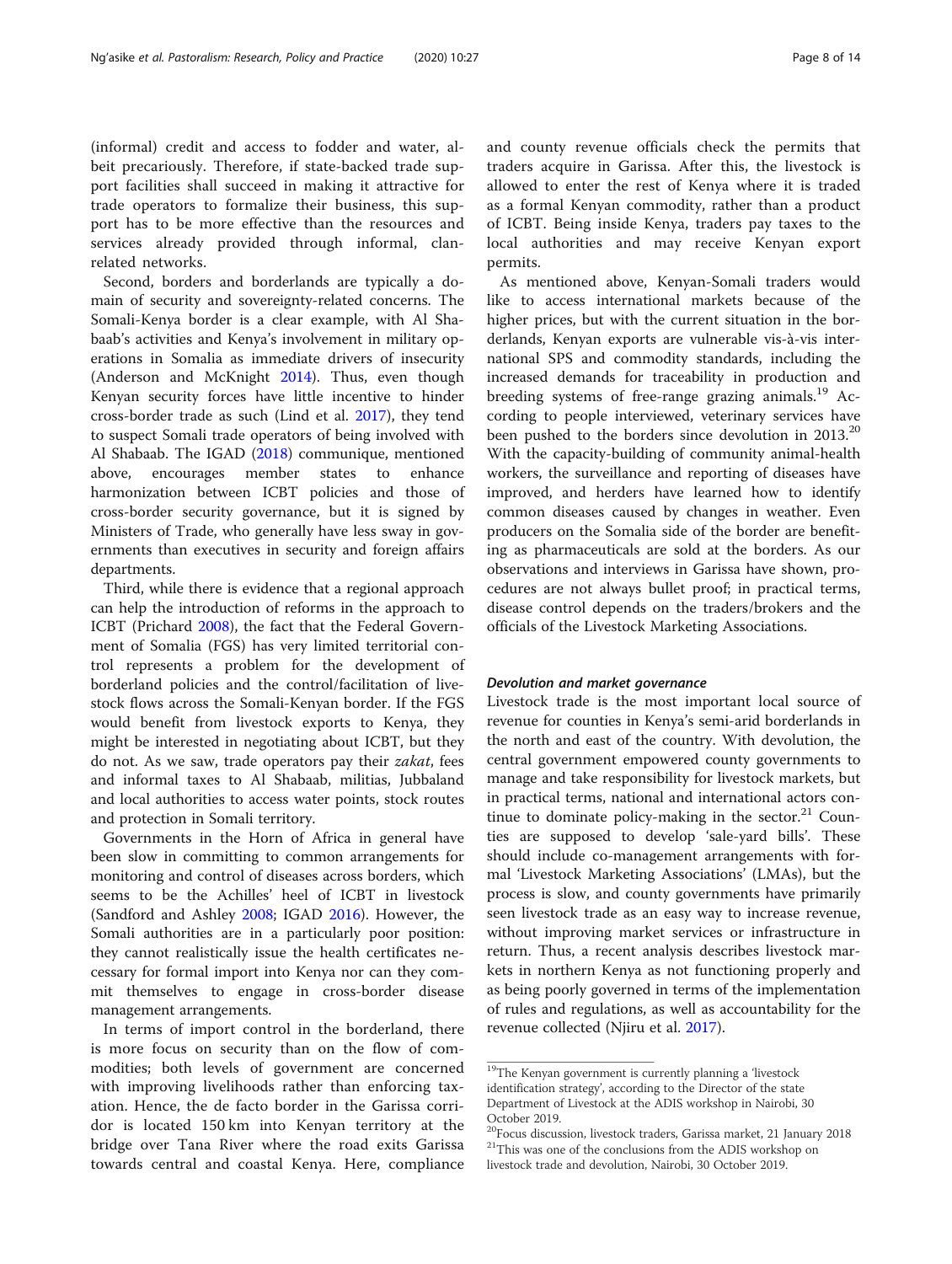(informal) credit and access to fodder and water, albeit precariously. Therefore, if state-backed trade support facilities shall succeed in making it attractive for trade operators to formalize their business, this support has to be more effective than the resources and services already provided through informal, clan-related networks.

Second, borders and borderlands are typically a domain of security and sovereignty-related concerns. The Somali-Kenya border is a clear example, with Al Shabaab's activities and Kenya's involvement in military operations in Somalia as immediate drivers of insecurity (Anderson and McKnight 2014). Thus, even though Kenyan security forces have little incentive to hinder cross-border trade as such (Lind et al. 2017), they tend to suspect Somali trade operators of being involved with Al Shabaab. The IGAD (2018) communique, mentioned above, encourages member states to enhance harmonization between ICBT policies and those of cross-border security governance, but it is signed by Ministers of Trade, who generally have less sway in governments than executives in security and foreign affairs departments.

Third, while there is evidence that a regional approach can help the introduction of reforms in the approach to ICBT (Prichard 2008), the fact that the Federal Government of Somalia (FGS) has very limited territorial control represents a problem for the development of borderland policies and the control/facilitation of livestock flows across the Somali-Kenyan border. If the FGS would benefit from livestock exports to Kenya, they might be interested in negotiating about ICBT, but they do not. As we saw, trade operators pay their *zakat*, fees and informal taxes to Al Shabaab, militias, Jubbaland and local authorities to access water points, stock routes and protection in Somali territory.

Governments in the Horn of Africa in general have been slow in committing to common arrangements for monitoring and control of diseases across borders, which seems to be the Achilles' heel of ICBT in livestock (Sandford and Ashley 2008; IGAD 2016). However, the Somali authorities are in a particularly poor position: they cannot realistically issue the health certificates necessary for formal import into Kenya nor can they commit themselves to engage in cross-border disease management arrangements.

In terms of import control in the borderland, there is more focus on security than on the flow of commodities; both levels of government are concerned with improving livelihoods rather than enforcing taxation. Hence, the de facto border in the Garissa corridor is located 150 km into Kenyan territory at the bridge over Tana River where the road exits Garissa towards central and coastal Kenya. Here, compliance and county revenue officials check the permits that traders acquire in Garissa. After this, the livestock is allowed to enter the rest of Kenya where it is traded as a formal Kenyan commodity, rather than a product of ICBT. Being inside Kenya, traders pay taxes to the local authorities and may receive Kenyan export permits.

As mentioned above, Kenyan-Somali traders would like to access international markets because of the higher prices, but with the current situation in the borderlands, Kenyan exports are vulnerable vis-à-vis international SPS and commodity standards, including the increased demands for traceability in production and breeding systems of free-range grazing animals.[19] According to people interviewed, veterinary services have been pushed to the borders since devolution in 2013.[20] With the capacity-building of community animal-health workers, the surveillance and reporting of diseases have improved, and herders have learned how to identify common diseases caused by changes in weather. Even producers on the Somalia side of the border are benefiting as pharmaceuticals are sold at the borders. As our observations and interviews in Garissa have shown, procedures are not always bullet proof; in practical terms, disease control depends on the traders/brokers and the officials of the Livestock Marketing Associations.

#### *Devolution and market governance*

Livestock trade is the most important local source of revenue for counties in Kenya's semi-arid borderlands in the north and east of the country. With devolution, the central government empowered county governments to manage and take responsibility for livestock markets, but in practical terms, national and international actors continue to dominate policy-making in the sector.[21] Counties are supposed to develop 'sale-yard bills'. These should include co-management arrangements with formal 'Livestock Marketing Associations' (LMAs), but the process is slow, and county governments have primarily seen livestock trade as an easy way to increase revenue, without improving market services or infrastructure in return. Thus, a recent analysis describes livestock markets in northern Kenya as not functioning properly and as being poorly governed in terms of the implementation of rules and regulations, as well as accountability for the revenue collected (Njiru et al. 2017).

---

[19] The Kenyan government is currently planning a 'livestock identification strategy', according to the Director of the state Department of Livestock at the ADIS workshop in Nairobi, 30 October 2019.

[20] Focus discussion, livestock traders, Garissa market, 21 January 2018

[21] This was one of the conclusions from the ADIS workshop on livestock trade and devolution, Nairobi, 30 October 2019.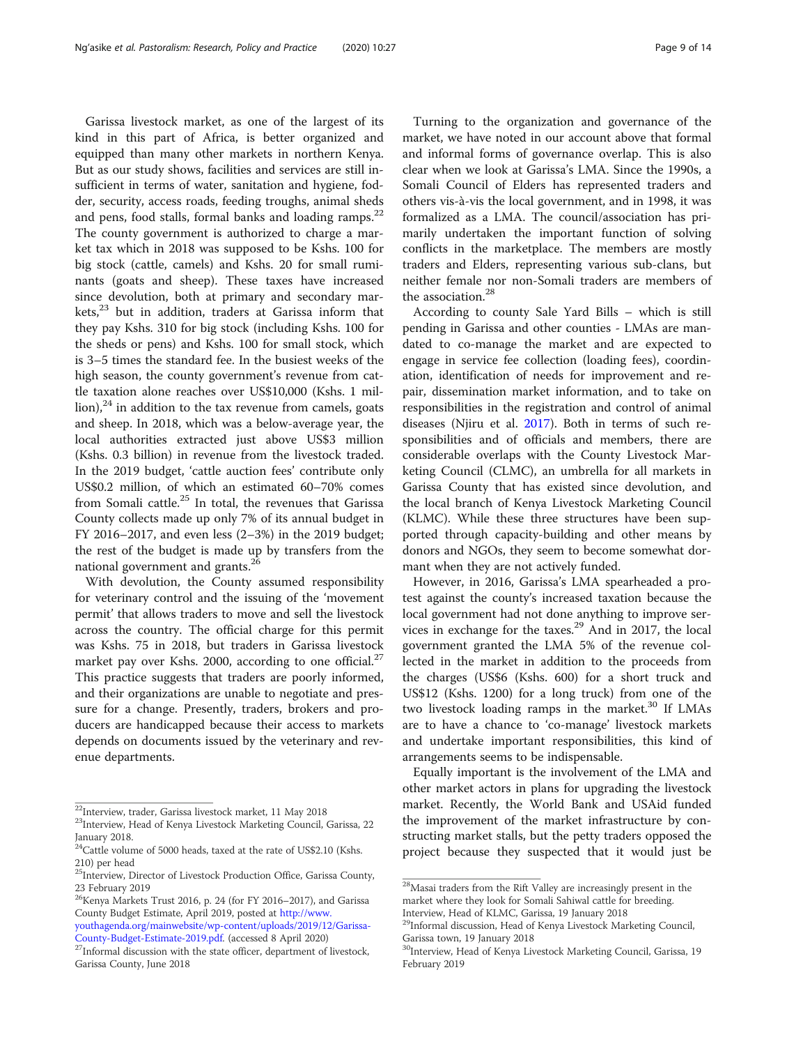Garissa livestock market, as one of the largest of its kind in this part of Africa, is better organized and equipped than many other markets in northern Kenya. But as our study shows, facilities and services are still insufficient in terms of water, sanitation and hygiene, fodder, security, access roads, feeding troughs, animal sheds and pens, food stalls, formal banks and loading ramps.[22] The county government is authorized to charge a market tax which in 2018 was supposed to be Kshs. 100 for big stock (cattle, camels) and Kshs. 20 for small ruminants (goats and sheep). These taxes have increased since devolution, both at primary and secondary markets,[23] but in addition, traders at Garissa inform that they pay Kshs. 310 for big stock (including Kshs. 100 for the sheds or pens) and Kshs. 100 for small stock, which is 3–5 times the standard fee. In the busiest weeks of the high season, the county government's revenue from cattle taxation alone reaches over US$10,000 (Kshs. 1 million),[24] in addition to the tax revenue from camels, goats and sheep. In 2018, which was a below-average year, the local authorities extracted just above US$3 million (Kshs. 0.3 billion) in revenue from the livestock traded. In the 2019 budget, 'cattle auction fees' contribute only US$0.2 million, of which an estimated 60–70% comes from Somali cattle.[25] In total, the revenues that Garissa County collects made up only 7% of its annual budget in FY 2016–2017, and even less (2–3%) in the 2019 budget; the rest of the budget is made up by transfers from the national government and grants.[26]

With devolution, the County assumed responsibility for veterinary control and the issuing of the 'movement permit' that allows traders to move and sell the livestock across the country. The official charge for this permit was Kshs. 75 in 2018, but traders in Garissa livestock market pay over Kshs. 2000, according to one official.[27] This practice suggests that traders are poorly informed, and their organizations are unable to negotiate and pressure for a change. Presently, traders, brokers and producers are handicapped because their access to markets depends on documents issued by the veterinary and revenue departments.

Turning to the organization and governance of the market, we have noted in our account above that formal and informal forms of governance overlap. This is also clear when we look at Garissa's LMA. Since the 1990s, a Somali Council of Elders has represented traders and others vis-à-vis the local government, and in 1998, it was formalized as a LMA. The council/association has primarily undertaken the important function of solving conflicts in the marketplace. The members are mostly traders and Elders, representing various sub-clans, but neither female nor non-Somali traders are members of the association.[28]

According to county Sale Yard Bills – which is still pending in Garissa and other counties - LMAs are mandated to co-manage the market and are expected to engage in service fee collection (loading fees), coordination, identification of needs for improvement and repair, dissemination market information, and to take on responsibilities in the registration and control of animal diseases (Njiru et al. 2017). Both in terms of such responsibilities and of officials and members, there are considerable overlaps with the County Livestock Marketing Council (CLMC), an umbrella for all markets in Garissa County that has existed since devolution, and the local branch of Kenya Livestock Marketing Council (KLMC). While these three structures have been supported through capacity-building and other means by donors and NGOs, they seem to become somewhat dormant when they are not actively funded.

However, in 2016, Garissa's LMA spearheaded a protest against the county's increased taxation because the local government had not done anything to improve services in exchange for the taxes.[29] And in 2017, the local government granted the LMA 5% of the revenue collected in the market in addition to the proceeds from the charges (US$6 (Kshs. 600) for a short truck and US$12 (Kshs. 1200) for a long truck) from one of the two livestock loading ramps in the market.[30] If LMAs are to have a chance to 'co-manage' livestock markets and undertake important responsibilities, this kind of arrangements seems to be indispensable.

Equally important is the involvement of the LMA and other market actors in plans for upgrading the livestock market. Recently, the World Bank and USAid funded the improvement of the market infrastructure by constructing market stalls, but the petty traders opposed the project because they suspected that it would just be

---

[22] Interview, trader, Garissa livestock market, 11 May 2018

[23] Interview, Head of Kenya Livestock Marketing Council, Garissa, 22 January 2018.

[24] Cattle volume of 5000 heads, taxed at the rate of US$2.10 (Kshs. 210) per head

[25] Interview, Director of Livestock Production Office, Garissa County, 23 February 2019

[26] Kenya Markets Trust 2016, p. 24 (for FY 2016–2017), and Garissa County Budget Estimate, April 2019, posted at http://www.youthagenda.org/mainwebsite/wp-content/uploads/2019/12/Garissa-County-Budget-Estimate-2019.pdf. (accessed 8 April 2020)

[27] Informal discussion with the state officer, department of livestock, Garissa County, June 2018

[28] Masai traders from the Rift Valley are increasingly present in the market where they look for Somali Sahiwal cattle for breeding. Interview, Head of KLMC, Garissa, 19 January 2018

[29] Informal discussion, Head of Kenya Livestock Marketing Council, Garissa town, 19 January 2018

[30] Interview, Head of Kenya Livestock Marketing Council, Garissa, 19 February 2019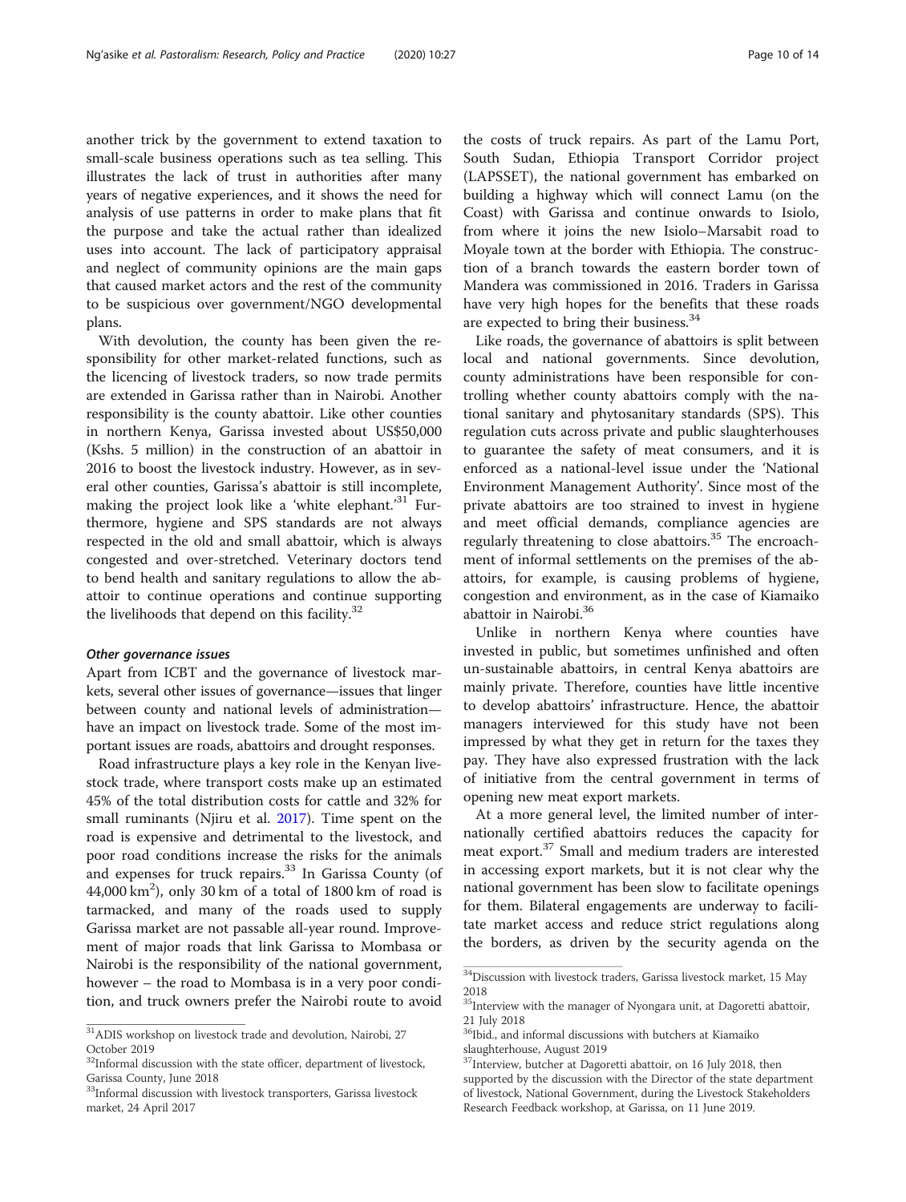another trick by the government to extend taxation to small-scale business operations such as tea selling. This illustrates the lack of trust in authorities after many years of negative experiences, and it shows the need for analysis of use patterns in order to make plans that fit the purpose and take the actual rather than idealized uses into account. The lack of participatory appraisal and neglect of community opinions are the main gaps that caused market actors and the rest of the community to be suspicious over government/NGO developmental plans.

With devolution, the county has been given the responsibility for other market-related functions, such as the licencing of livestock traders, so now trade permits are extended in Garissa rather than in Nairobi. Another responsibility is the county abattoir. Like other counties in northern Kenya, Garissa invested about US$50,000 (Kshs. 5 million) in the construction of an abattoir in 2016 to boost the livestock industry. However, as in several other counties, Garissa's abattoir is still incomplete, making the project look like a 'white elephant.'[31] Furthermore, hygiene and SPS standards are not always respected in the old and small abattoir, which is always congested and over-stretched. Veterinary doctors tend to bend health and sanitary regulations to allow the abattoir to continue operations and continue supporting the livelihoods that depend on this facility.[32]

#### *Other governance issues*

Apart from ICBT and the governance of livestock markets, several other issues of governance—issues that linger between county and national levels of administration—have an impact on livestock trade. Some of the most important issues are roads, abattoirs and drought responses.

Road infrastructure plays a key role in the Kenyan livestock trade, where transport costs make up an estimated 45% of the total distribution costs for cattle and 32% for small ruminants (Njiru et al. 2017). Time spent on the road is expensive and detrimental to the livestock, and poor road conditions increase the risks for the animals and expenses for truck repairs.[33] In Garissa County (of 44,000 km$^2$), only 30 km of a total of 1800 km of road is tarmacked, and many of the roads used to supply Garissa market are not passable all-year round. Improvement of major roads that link Garissa to Mombasa or Nairobi is the responsibility of the national government, however – the road to Mombasa is in a very poor condition, and truck owners prefer the Nairobi route to avoid the costs of truck repairs. As part of the Lamu Port, South Sudan, Ethiopia Transport Corridor project (LAPSSET), the national government has embarked on building a highway which will connect Lamu (on the Coast) with Garissa and continue onwards to Isiolo, from where it joins the new Isiolo–Marsabit road to Moyale town at the border with Ethiopia. The construction of a branch towards the eastern border town of Mandera was commissioned in 2016. Traders in Garissa have very high hopes for the benefits that these roads are expected to bring their business.[34]

Like roads, the governance of abattoirs is split between local and national governments. Since devolution, county administrations have been responsible for controlling whether county abattoirs comply with the national sanitary and phytosanitary standards (SPS). This regulation cuts across private and public slaughterhouses to guarantee the safety of meat consumers, and it is enforced as a national-level issue under the 'National Environment Management Authority'. Since most of the private abattoirs are too strained to invest in hygiene and meet official demands, compliance agencies are regularly threatening to close abattoirs.[35] The encroachment of informal settlements on the premises of the abattoirs, for example, is causing problems of hygiene, congestion and environment, as in the case of Kiamaiko abattoir in Nairobi.[36]

Unlike in northern Kenya where counties have invested in public, but sometimes unfinished and often un-sustainable abattoirs, in central Kenya abattoirs are mainly private. Therefore, counties have little incentive to develop abattoirs' infrastructure. Hence, the abattoir managers interviewed for this study have not been impressed by what they get in return for the taxes they pay. They have also expressed frustration with the lack of initiative from the central government in terms of opening new meat export markets.

At a more general level, the limited number of internationally certified abattoirs reduces the capacity for meat export.[37] Small and medium traders are interested in accessing export markets, but it is not clear why the national government has been slow to facilitate openings for them. Bilateral engagements are underway to facilitate market access and reduce strict regulations along the borders, as driven by the security agenda on the

---

[31] ADIS workshop on livestock trade and devolution, Nairobi, 27 October 2019

[32] Informal discussion with the state officer, department of livestock, Garissa County, June 2018

[33] Informal discussion with livestock transporters, Garissa livestock market, 24 April 2017

[34] Discussion with livestock traders, Garissa livestock market, 15 May 2018

[35] Interview with the manager of Nyongara unit, at Dagoretti abattoir, 21 July 2018

[36] Ibid., and informal discussions with butchers at Kiamaiko slaughterhouse, August 2019

[37] Interview, butcher at Dagoretti abattoir, on 16 July 2018, then supported by the discussion with the Director of the state department of livestock, National Government, during the Livestock Stakeholders Research Feedback workshop, at Garissa, on 11 June 2019.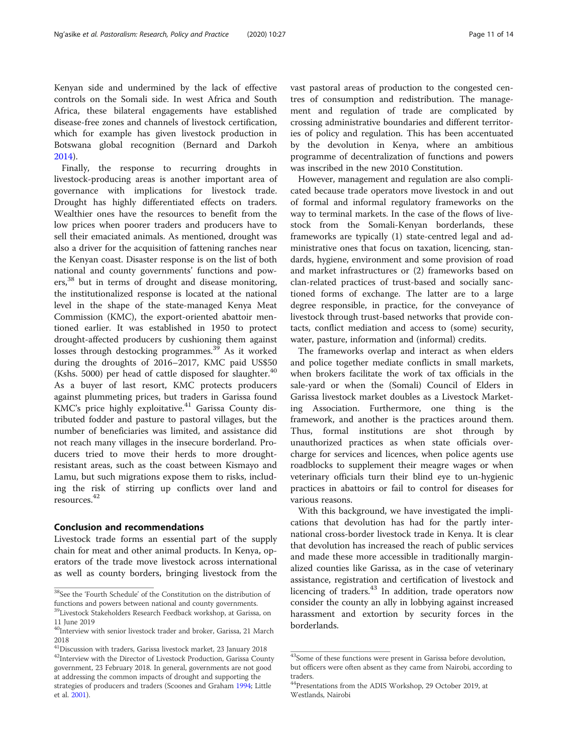Kenyan side and undermined by the lack of effective controls on the Somali side. In west Africa and South Africa, these bilateral engagements have established disease-free zones and channels of livestock certification, which for example has given livestock production in Botswana global recognition (Bernard and Darkoh 2014).

Finally, the response to recurring droughts in livestock-producing areas is another important area of governance with implications for livestock trade. Drought has highly differentiated effects on traders. Wealthier ones have the resources to benefit from the low prices when poorer traders and producers have to sell their emaciated animals. As mentioned, drought was also a driver for the acquisition of fattening ranches near the Kenyan coast. Disaster response is on the list of both national and county governments' functions and powers,[38] but in terms of drought and disease monitoring, the institutionalized response is located at the national level in the shape of the state-managed Kenya Meat Commission (KMC), the export-oriented abattoir mentioned earlier. It was established in 1950 to protect drought-affected producers by cushioning them against losses through destocking programmes.[39] As it worked during the droughts of 2016–2017, KMC paid US$50 (Kshs. 5000) per head of cattle disposed for slaughter.[40] As a buyer of last resort, KMC protects producers against plummeting prices, but traders in Garissa found KMC's price highly exploitative.[41] Garissa County distributed fodder and pasture to pastoral villages, but the number of beneficiaries was limited, and assistance did not reach many villages in the insecure borderland. Producers tried to move their herds to more drought-resistant areas, such as the coast between Kismayo and Lamu, but such migrations expose them to risks, including the risk of stirring up conflicts over land and resources.[42]

## Conclusion and recommendations

Livestock trade forms an essential part of the supply chain for meat and other animal products. In Kenya, operators of the trade move livestock across international as well as county borders, bringing livestock from the vast pastoral areas of production to the congested centres of consumption and redistribution. The management and regulation of trade are complicated by crossing administrative boundaries and different territories of policy and regulation. This has been accentuated by the devolution in Kenya, where an ambitious programme of decentralization of functions and powers was inscribed in the new 2010 Constitution.

However, management and regulation are also complicated because trade operators move livestock in and out of formal and informal regulatory frameworks on the way to terminal markets. In the case of the flows of livestock from the Somali-Kenyan borderlands, these frameworks are typically (1) state-centred legal and administrative ones that focus on taxation, licencing, standards, hygiene, environment and some provision of road and market infrastructures or (2) frameworks based on clan-related practices of trust-based and socially sanctioned forms of exchange. The latter are to a large degree responsible, in practice, for the conveyance of livestock through trust-based networks that provide contacts, conflict mediation and access to (some) security, water, pasture, information and (informal) credits.

The frameworks overlap and interact as when elders and police together mediate conflicts in small markets, when brokers facilitate the work of tax officials in the sale-yard or when the (Somali) Council of Elders in Garissa livestock market doubles as a Livestock Marketing Association. Furthermore, one thing is the framework, and another is the practices around them. Thus, formal institutions are shot through by unauthorized practices as when state officials overcharge for services and licences, when police agents use roadblocks to supplement their meagre wages or when veterinary officials turn their blind eye to un-hygienic practices in abattoirs or fail to control for diseases for various reasons.

With this background, we have investigated the implications that devolution has had for the partly international cross-border livestock trade in Kenya. It is clear that devolution has increased the reach of public services and made these more accessible in traditionally marginalized counties like Garissa, as in the case of veterinary assistance, registration and certification of livestock and licencing of traders.[43] In addition, trade operators now consider the county an ally in lobbying against increased harassment and extortion by security forces in the borderlands.

---

[38] See the 'Fourth Schedule' of the Constitution on the distribution of functions and powers between national and county governments.

[39] Livestock Stakeholders Research Feedback workshop, at Garissa, on 11 June 2019

[40] Interview with senior livestock trader and broker, Garissa, 21 March 2018

[41] Discussion with traders, Garissa livestock market, 23 January 2018

[42] Interview with the Director of Livestock Production, Garissa County government, 23 February 2018. In general, governments are not good at addressing the common impacts of drought and supporting the strategies of producers and traders (Scoones and Graham 1994; Little et al. 2001).

[43] Some of these functions were present in Garissa before devolution, but officers were often absent as they came from Nairobi, according to traders.

[44] Presentations from the ADIS Workshop, 29 October 2019, at Westlands, Nairobi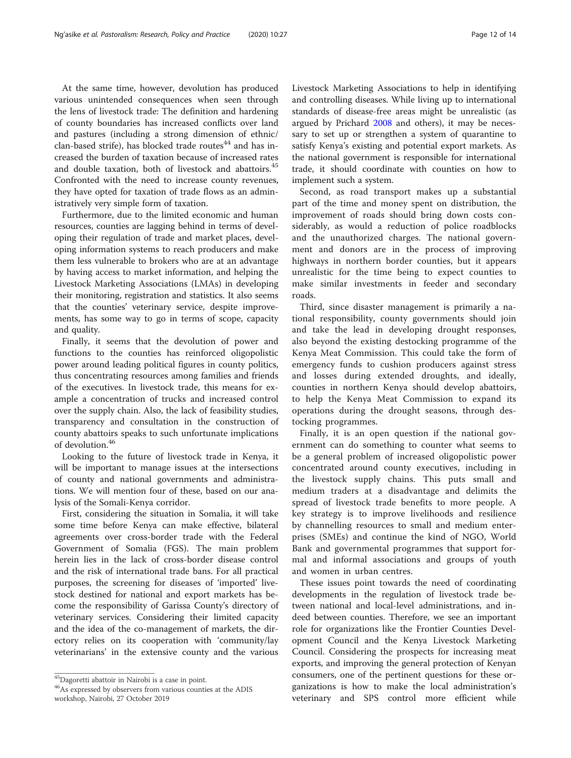At the same time, however, devolution has produced various unintended consequences when seen through the lens of livestock trade: The definition and hardening of county boundaries has increased conflicts over land and pastures (including a strong dimension of ethnic/ clan-based strife), has blocked trade routes[44] and has increased the burden of taxation because of increased rates and double taxation, both of livestock and abattoirs.[45] Confronted with the need to increase county revenues, they have opted for taxation of trade flows as an administratively very simple form of taxation.

Furthermore, due to the limited economic and human resources, counties are lagging behind in terms of developing their regulation of trade and market places, developing information systems to reach producers and make them less vulnerable to brokers who are at an advantage by having access to market information, and helping the Livestock Marketing Associations (LMAs) in developing their monitoring, registration and statistics. It also seems that the counties' veterinary service, despite improvements, has some way to go in terms of scope, capacity and quality.

Finally, it seems that the devolution of power and functions to the counties has reinforced oligopolistic power around leading political figures in county politics, thus concentrating resources among families and friends of the executives. In livestock trade, this means for example a concentration of trucks and increased control over the supply chain. Also, the lack of feasibility studies, transparency and consultation in the construction of county abattoirs speaks to such unfortunate implications of devolution.[46]

Looking to the future of livestock trade in Kenya, it will be important to manage issues at the intersections of county and national governments and administrations. We will mention four of these, based on our analysis of the Somali-Kenya corridor.

First, considering the situation in Somalia, it will take some time before Kenya can make effective, bilateral agreements over cross-border trade with the Federal Government of Somalia (FGS). The main problem herein lies in the lack of cross-border disease control and the risk of international trade bans. For all practical purposes, the screening for diseases of 'imported' livestock destined for national and export markets has become the responsibility of Garissa County's directory of veterinary services. Considering their limited capacity and the idea of the co-management of markets, the directory relies on its cooperation with 'community/lay veterinarians' in the extensive county and the various Livestock Marketing Associations to help in identifying and controlling diseases. While living up to international standards of disease-free areas might be unrealistic (as argued by Prichard 2008 and others), it may be necessary to set up or strengthen a system of quarantine to satisfy Kenya's existing and potential export markets. As the national government is responsible for international trade, it should coordinate with counties on how to implement such a system.

Second, as road transport makes up a substantial part of the time and money spent on distribution, the improvement of roads should bring down costs considerably, as would a reduction of police roadblocks and the unauthorized charges. The national government and donors are in the process of improving highways in northern border counties, but it appears unrealistic for the time being to expect counties to make similar investments in feeder and secondary roads.

Third, since disaster management is primarily a national responsibility, county governments should join and take the lead in developing drought responses, also beyond the existing destocking programme of the Kenya Meat Commission. This could take the form of emergency funds to cushion producers against stress and losses during extended droughts, and ideally, counties in northern Kenya should develop abattoirs, to help the Kenya Meat Commission to expand its operations during the drought seasons, through destocking programmes.

Finally, it is an open question if the national government can do something to counter what seems to be a general problem of increased oligopolistic power concentrated around county executives, including in the livestock supply chains. This puts small and medium traders at a disadvantage and delimits the spread of livestock trade benefits to more people. A key strategy is to improve livelihoods and resilience by channelling resources to small and medium enterprises (SMEs) and continue the kind of NGO, World Bank and governmental programmes that support formal and informal associations and groups of youth and women in urban centres.

These issues point towards the need of coordinating developments in the regulation of livestock trade between national and local-level administrations, and indeed between counties. Therefore, we see an important role for organizations like the Frontier Counties Development Council and the Kenya Livestock Marketing Council. Considering the prospects for increasing meat exports, and improving the general protection of Kenyan consumers, one of the pertinent questions for these organizations is how to make the local administration's veterinary and SPS control more efficient while

---

[45] Dagoretti abattoir in Nairobi is a case in point.

[46] As expressed by observers from various counties at the ADIS workshop, Nairobi, 27 October 2019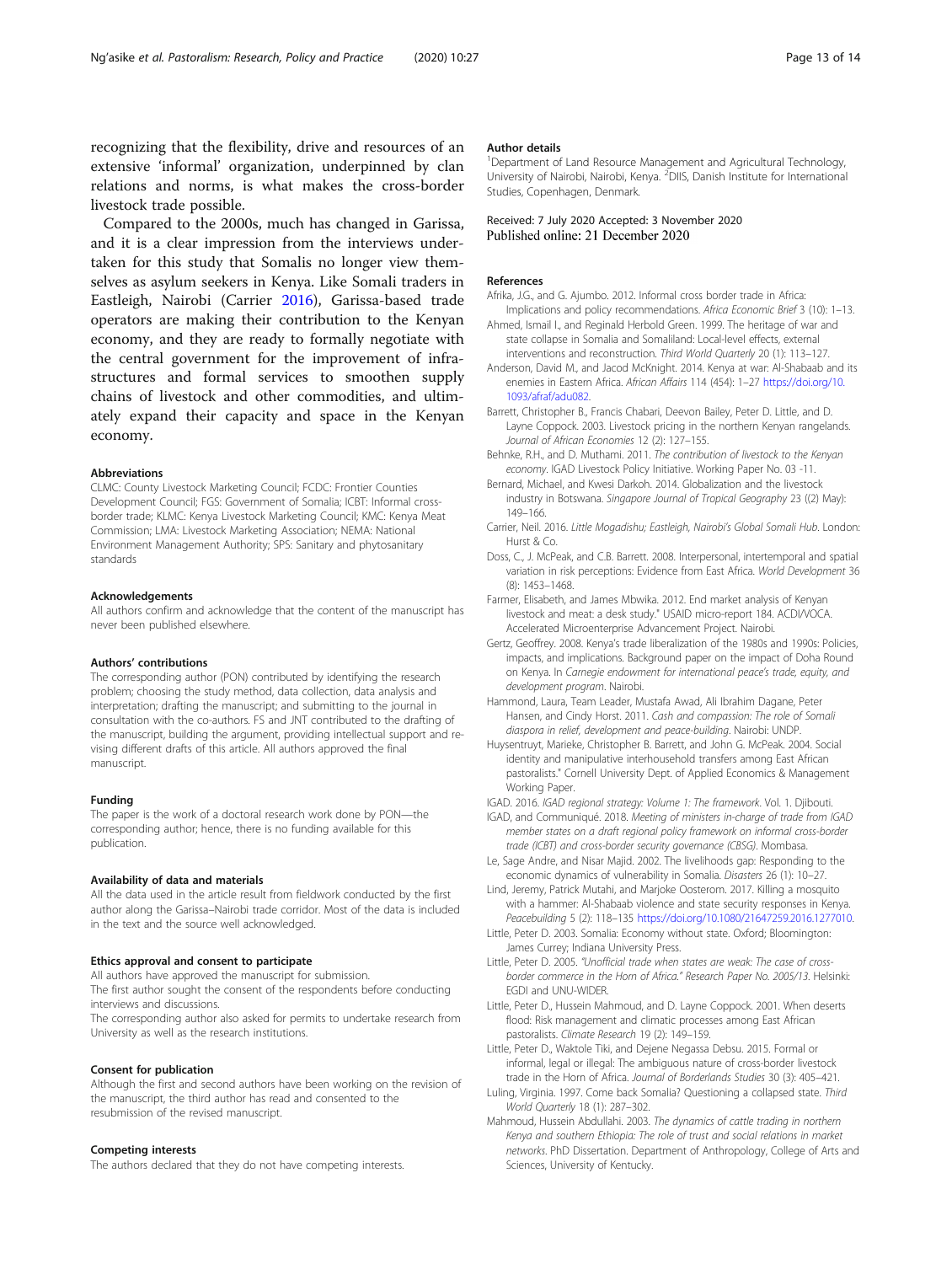recognizing that the flexibility, drive and resources of an extensive 'informal' organization, underpinned by clan relations and norms, is what makes the cross-border livestock trade possible.

Compared to the 2000s, much has changed in Garissa, and it is a clear impression from the interviews undertaken for this study that Somalis no longer view themselves as asylum seekers in Kenya. Like Somali traders in Eastleigh, Nairobi (Carrier 2016), Garissa-based trade operators are making their contribution to the Kenyan economy, and they are ready to formally negotiate with the central government for the improvement of infrastructures and formal services to smoothen supply chains of livestock and other commodities, and ultimately expand their capacity and space in the Kenyan economy.

#### Abbreviations

CLMC: County Livestock Marketing Council; FCDC: Frontier Counties Development Council; FGS: Government of Somalia; ICBT: Informal cross-border trade; KLMC: Kenya Livestock Marketing Council; KMC: Kenya Meat Commission; LMA: Livestock Marketing Association; NEMA: National Environment Management Authority; SPS: Sanitary and phytosanitary standards

#### Acknowledgements

All authors confirm and acknowledge that the content of the manuscript has never been published elsewhere.

#### Authors' contributions

The corresponding author (PON) contributed by identifying the research problem; choosing the study method, data collection, data analysis and interpretation; drafting the manuscript; and submitting to the journal in consultation with the co-authors. FS and JNT contributed to the drafting of the manuscript, building the argument, providing intellectual support and revising different drafts of this article. All authors approved the final manuscript.

#### Funding

The paper is the work of a doctoral research work done by PON—the corresponding author; hence, there is no funding available for this publication.

#### Availability of data and materials

All the data used in the article result from fieldwork conducted by the first author along the Garissa–Nairobi trade corridor. Most of the data is included in the text and the source well acknowledged.

#### Ethics approval and consent to participate

All authors have approved the manuscript for submission.
The first author sought the consent of the respondents before conducting interviews and discussions.
The corresponding author also asked for permits to undertake research from University as well as the research institutions.

#### Consent for publication

Although the first and second authors have been working on the revision of the manuscript, the third author has read and consented to the resubmission of the revised manuscript.

#### Competing interests

The authors declared that they do not have competing interests.

#### Author details

[1]Department of Land Resource Management and Agricultural Technology, University of Nairobi, Nairobi, Kenya. [2]DIIS, Danish Institute for International Studies, Copenhagen, Denmark.

Received: 7 July 2020 Accepted: 3 November 2020
Published online: 21 December 2020

#### References

Afrika, J.G., and G. Ajumbo. 2012. Informal cross border trade in Africa: Implications and policy recommendations. *Africa Economic Brief* 3 (10): 1–13.

Ahmed, Ismail I., and Reginald Herbold Green. 1999. The heritage of war and state collapse in Somalia and Somaliland: Local-level effects, external interventions and reconstruction. *Third World Quarterly* 20 (1): 113–127.

Anderson, David M., and Jacod McKnight. 2014. Kenya at war: Al-Shabaab and its enemies in Eastern Africa. *African Affairs* 114 (454): 1–27 https://doi.org/10.1093/afraf/adu082.

Barrett, Christopher B., Francis Chabari, Deevon Bailey, Peter D. Little, and D. Layne Coppock. 2003. Livestock pricing in the northern Kenyan rangelands. *Journal of African Economies* 12 (2): 127–155.

Behnke, R.H., and D. Muthami. 2011. *The contribution of livestock to the Kenyan economy*. IGAD Livestock Policy Initiative. Working Paper No. 03 -11.

Bernard, Michael, and Kwesi Darkoh. 2014. Globalization and the livestock industry in Botswana. *Singapore Journal of Tropical Geography* 23 ((2) May): 149–166.

Carrier, Neil. 2016. *Little Mogadishu; Eastleigh, Nairobi's Global Somali Hub*. London: Hurst & Co.

Doss, C., J. McPeak, and C.B. Barrett. 2008. Interpersonal, intertemporal and spatial variation in risk perceptions: Evidence from East Africa. *World Development* 36 (8): 1453–1468.

Farmer, Elisabeth, and James Mbwika. 2012. End market analysis of Kenyan livestock and meat: a desk study." USAID micro-report 184. ACDI/VOCA. Accelerated Microenterprise Advancement Project. Nairobi.

Gertz, Geoffrey. 2008. Kenya's trade liberalization of the 1980s and 1990s: Policies, impacts, and implications. Background paper on the impact of Doha Round on Kenya. In *Carnegie endowment for international peace's trade, equity, and development program*. Nairobi.

Hammond, Laura, Team Leader, Mustafa Awad, Ali Ibrahim Dagane, Peter Hansen, and Cindy Horst. 2011. *Cash and compassion: The role of Somali diaspora in relief, development and peace-building*. Nairobi: UNDP.

Huysentruyt, Marieke, Christopher B. Barrett, and John G. McPeak. 2004. Social identity and manipulative interhousehold transfers among East African pastoralists." Cornell University Dept. of Applied Economics & Management Working Paper.

IGAD. 2016. *IGAD regional strategy: Volume 1: The framework*. Vol. 1. Djibouti.

IGAD, and Communiqué. 2018. *Meeting of ministers in-charge of trade from IGAD member states on a draft regional policy framework on informal cross-border trade (ICBT) and cross-border security governance (CBSG)*. Mombasa.

Le, Sage Andre, and Nisar Majid. 2002. The livelihoods gap: Responding to the economic dynamics of vulnerability in Somalia. *Disasters* 26 (1): 10–27.

Lind, Jeremy, Patrick Mutahi, and Marjoke Oosterom. 2017. Killing a mosquito with a hammer: Al-Shabaab violence and state security responses in Kenya. *Peacebuilding* 5 (2): 118–135 https://doi.org/10.1080/21647259.2016.1277010.

Little, Peter D. 2003. Somalia: Economy without state. Oxford; Bloomington: James Currey; Indiana University Press.

Little, Peter D. 2005. *"Unofficial trade when states are weak: The case of cross-border commerce in the Horn of Africa." Research Paper No. 2005/13*. Helsinki: EGDI and UNU-WIDER.

Little, Peter D., Hussein Mahmoud, and D. Layne Coppock. 2001. When deserts flood: Risk management and climatic processes among East African pastoralists. *Climate Research* 19 (2): 149–159.

Little, Peter D., Waktole Tiki, and Dejene Negassa Debsu. 2015. Formal or informal, legal or illegal: The ambiguous nature of cross-border livestock trade in the Horn of Africa. *Journal of Borderlands Studies* 30 (3): 405–421.

Luling, Virginia. 1997. Come back Somalia? Questioning a collapsed state. *Third World Quarterly* 18 (1): 287–302.

Mahmoud, Hussein Abdullahi. 2003. *The dynamics of cattle trading in northern Kenya and southern Ethiopia: The role of trust and social relations in market networks*. PhD Dissertation. Department of Anthropology, College of Arts and Sciences, University of Kentucky.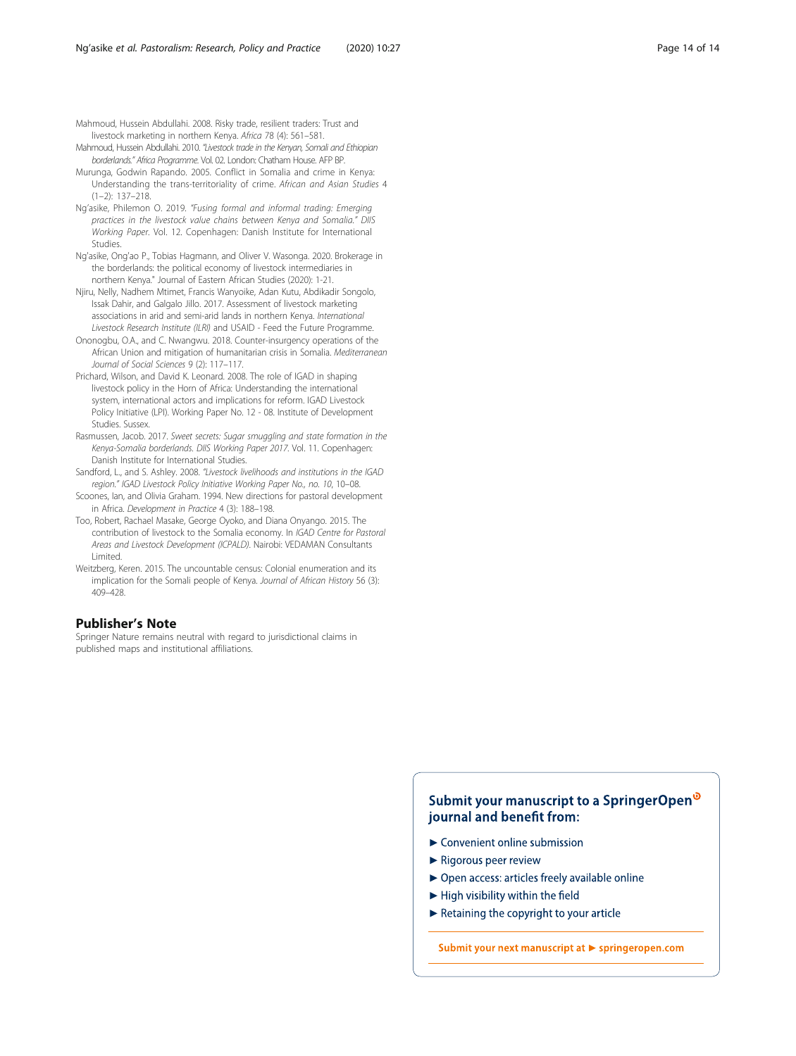Mahmoud, Hussein Abdullahi. 2008. Risky trade, resilient traders: Trust and livestock marketing in northern Kenya. *Africa* 78 (4): 561–581.

Mahmoud, Hussein Abdullahi. 2010. *"Livestock trade in the Kenyan, Somali and Ethiopian borderlands." Africa Programme*. Vol. 02. London: Chatham House. AFP BP.

Murunga, Godwin Rapando. 2005. Conflict in Somalia and crime in Kenya: Understanding the trans-territoriality of crime. *African and Asian Studies* 4 (1–2): 137–218.

Ng'asike, Philemon O. 2019. *"Fusing formal and informal trading: Emerging practices in the livestock value chains between Kenya and Somalia." DIIS Working Paper*. Vol. 12. Copenhagen: Danish Institute for International Studies.

Ng'asike, Ong'ao P., Tobias Hagmann, and Oliver V. Wasonga. 2020. Brokerage in the borderlands: the political economy of livestock intermediaries in northern Kenya." Journal of Eastern African Studies (2020): 1-21.

Njiru, Nelly, Nadhem Mtimet, Francis Wanyoike, Adan Kutu, Abdikadir Songolo, Issak Dahir, and Galgalo Jillo. 2017. Assessment of livestock marketing associations in arid and semi-arid lands in northern Kenya. *International Livestock Research Institute (ILRI)* and USAID - Feed the Future Programme.

Ononogbu, O.A., and C. Nwangwu. 2018. Counter-insurgency operations of the African Union and mitigation of humanitarian crisis in Somalia. *Mediterranean Journal of Social Sciences* 9 (2): 117–117.

Prichard, Wilson, and David K. Leonard. 2008. The role of IGAD in shaping livestock policy in the Horn of Africa: Understanding the international system, international actors and implications for reform. IGAD Livestock Policy Initiative (LPI). Working Paper No. 12 - 08. Institute of Development Studies. Sussex.

Rasmussen, Jacob. 2017. *Sweet secrets: Sugar smuggling and state formation in the Kenya-Somalia borderlands. DIIS Working Paper 2017*. Vol. 11. Copenhagen: Danish Institute for International Studies.

Sandford, L., and S. Ashley. 2008. *"Livestock livelihoods and institutions in the IGAD region." IGAD Livestock Policy Initiative Working Paper No., no. 10*, 10–08.

Scoones, Ian, and Olivia Graham. 1994. New directions for pastoral development in Africa. *Development in Practice* 4 (3): 188–198.

Too, Robert, Rachael Masake, George Oyoko, and Diana Onyango. 2015. The contribution of livestock to the Somalia economy. In *IGAD Centre for Pastoral Areas and Livestock Development (ICPALD)*. Nairobi: VEDAMAN Consultants Limited.

Weitzberg, Keren. 2015. The uncountable census: Colonial enumeration and its implication for the Somali people of Kenya. *Journal of African History* 56 (3): 409–428.

## Publisher's Note

Springer Nature remains neutral with regard to jurisdictional claims in published maps and institutional affiliations.

**Submit your manuscript to a SpringerOpen journal and benefit from:**

- ► Convenient online submission
- ► Rigorous peer review
- ► Open access: articles freely available online
- ► High visibility within the field
- ► Retaining the copyright to your article

**Submit your next manuscript at ► springeropen.com**